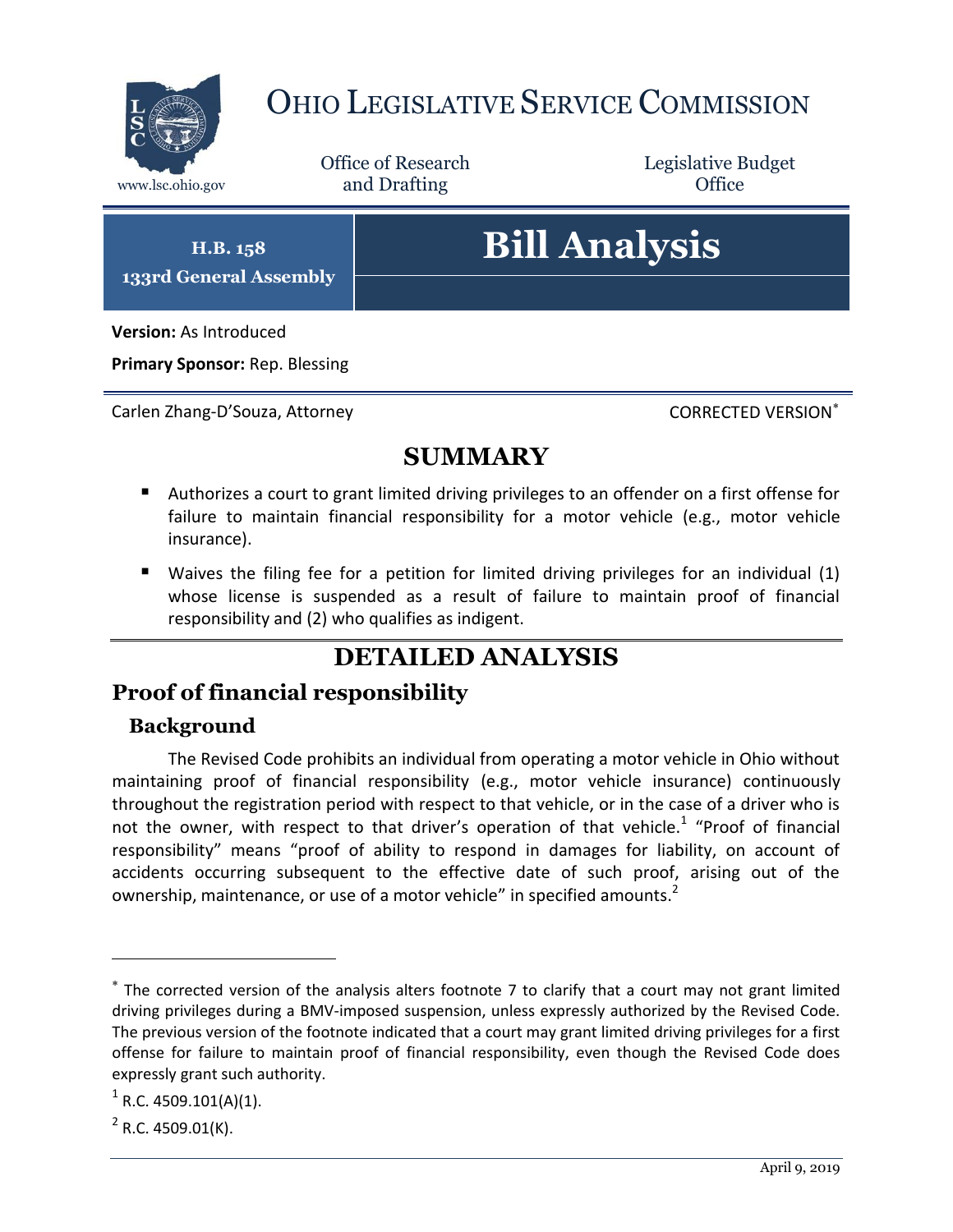# Ohio Legislative Service Commission

www.lsc.ohio.gov

Office of Research and Drafting

Legislative Budget Office

**H.B. 158**
**133rd General Assembly**

# Bill Analysis

**Version:** As Introduced

**Primary Sponsor:** Rep. Blessing

Carlen Zhang-D'Souza, Attorney

CORRECTED VERSION*

## SUMMARY

- Authorizes a court to grant limited driving privileges to an offender on a first offense for failure to maintain financial responsibility for a motor vehicle (e.g., motor vehicle insurance).
- Waives the filing fee for a petition for limited driving privileges for an individual (1) whose license is suspended as a result of failure to maintain proof of financial responsibility and (2) who qualifies as indigent.

## DETAILED ANALYSIS

## Proof of financial responsibility

### Background

The Revised Code prohibits an individual from operating a motor vehicle in Ohio without maintaining proof of financial responsibility (e.g., motor vehicle insurance) continuously throughout the registration period with respect to that vehicle, or in the case of a driver who is not the owner, with respect to that driver's operation of that vehicle.[1] "Proof of financial responsibility" means "proof of ability to respond in damages for liability, on account of accidents occurring subsequent to the effective date of such proof, arising out of the ownership, maintenance, or use of a motor vehicle" in specified amounts.[2]

---

* The corrected version of the analysis alters footnote 7 to clarify that a court may not grant limited driving privileges during a BMV-imposed suspension, unless expressly authorized by the Revised Code. The previous version of the footnote indicated that a court may grant limited driving privileges for a first offense for failure to maintain proof of financial responsibility, even though the Revised Code does expressly grant such authority.

[1] R.C. 4509.101(A)(1).

[2] R.C. 4509.01(K).

April 9, 2019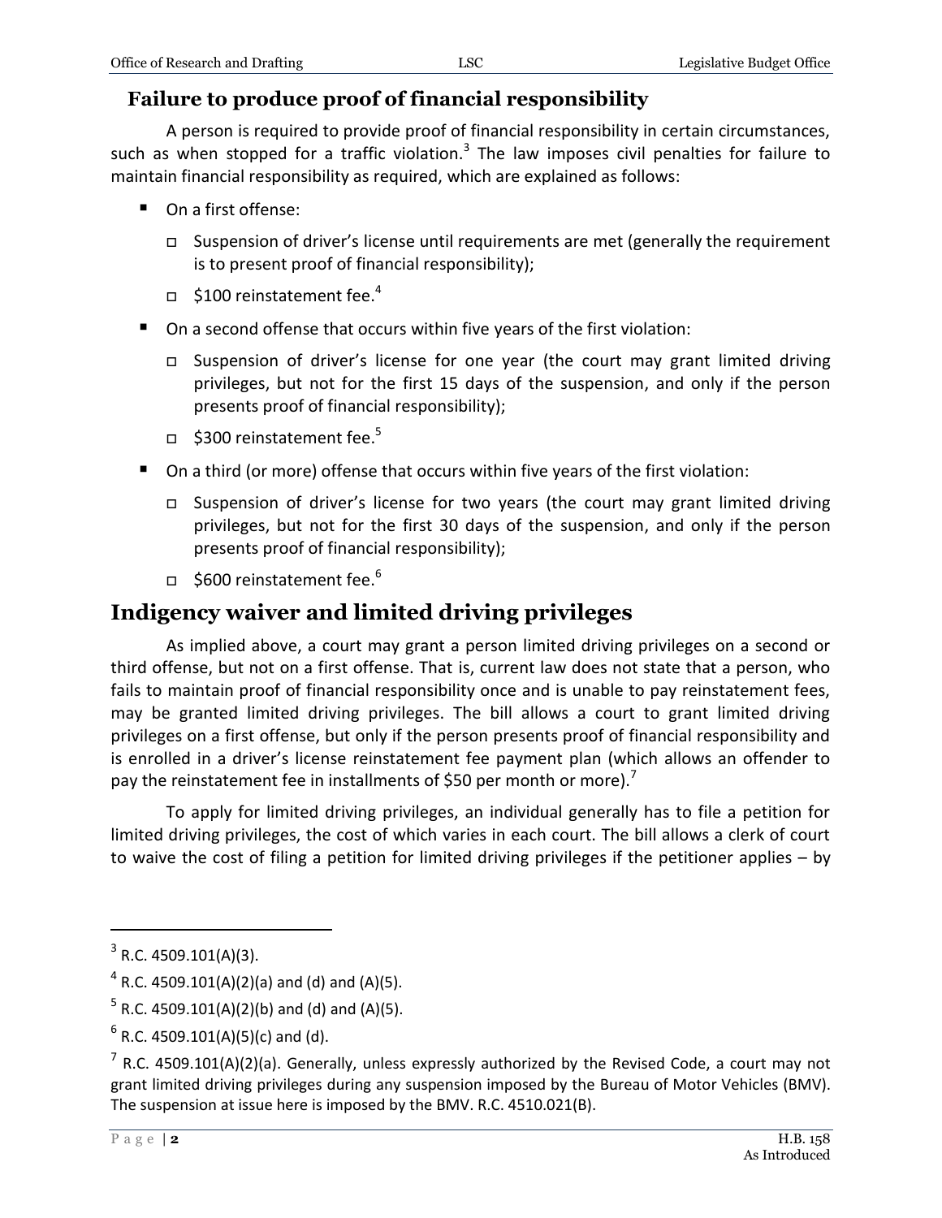### Failure to produce proof of financial responsibility

A person is required to provide proof of financial responsibility in certain circumstances, such as when stopped for a traffic violation.[3] The law imposes civil penalties for failure to maintain financial responsibility as required, which are explained as follows:

- On a first offense:
  - Suspension of driver's license until requirements are met (generally the requirement is to present proof of financial responsibility);
  - $100 reinstatement fee.[4]
- On a second offense that occurs within five years of the first violation:
  - Suspension of driver's license for one year (the court may grant limited driving privileges, but not for the first 15 days of the suspension, and only if the person presents proof of financial responsibility);
  - $300 reinstatement fee.[5]
- On a third (or more) offense that occurs within five years of the first violation:
  - Suspension of driver's license for two years (the court may grant limited driving privileges, but not for the first 30 days of the suspension, and only if the person presents proof of financial responsibility);
  - $600 reinstatement fee.[6]

## Indigency waiver and limited driving privileges

As implied above, a court may grant a person limited driving privileges on a second or third offense, but not on a first offense. That is, current law does not state that a person, who fails to maintain proof of financial responsibility once and is unable to pay reinstatement fees, may be granted limited driving privileges. The bill allows a court to grant limited driving privileges on a first offense, but only if the person presents proof of financial responsibility and is enrolled in a driver's license reinstatement fee payment plan (which allows an offender to pay the reinstatement fee in installments of $50 per month or more).[7]

To apply for limited driving privileges, an individual generally has to file a petition for limited driving privileges, the cost of which varies in each court. The bill allows a clerk of court to waive the cost of filing a petition for limited driving privileges if the petitioner applies – by

---

[3] R.C. 4509.101(A)(3).

[4] R.C. 4509.101(A)(2)(a) and (d) and (A)(5).

[5] R.C. 4509.101(A)(2)(b) and (d) and (A)(5).

[6] R.C. 4509.101(A)(5)(c) and (d).

[7] R.C. 4509.101(A)(2)(a). Generally, unless expressly authorized by the Revised Code, a court may not grant limited driving privileges during any suspension imposed by the Bureau of Motor Vehicles (BMV). The suspension at issue here is imposed by the BMV. R.C. 4510.021(B).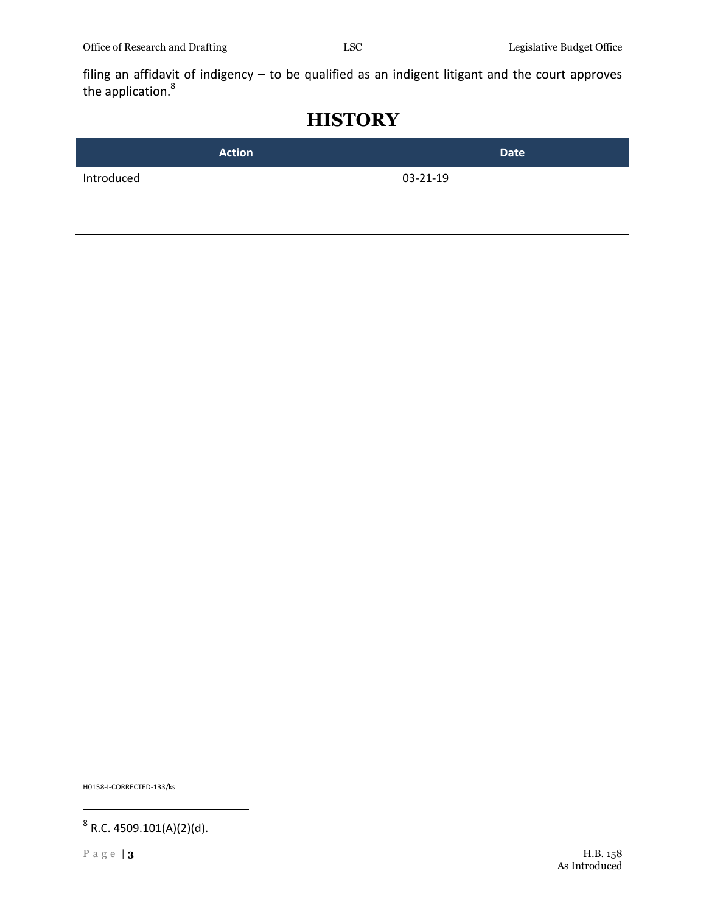filing an affidavit of indigency – to be qualified as an indigent litigant and the court approves the application.[8]

# HISTORY

| Action | Date |
| --- | --- |
| Introduced | 03-21-19 |

H0158-I-CORRECTED-133/ks

[8] R.C. 4509.101(A)(2)(d).